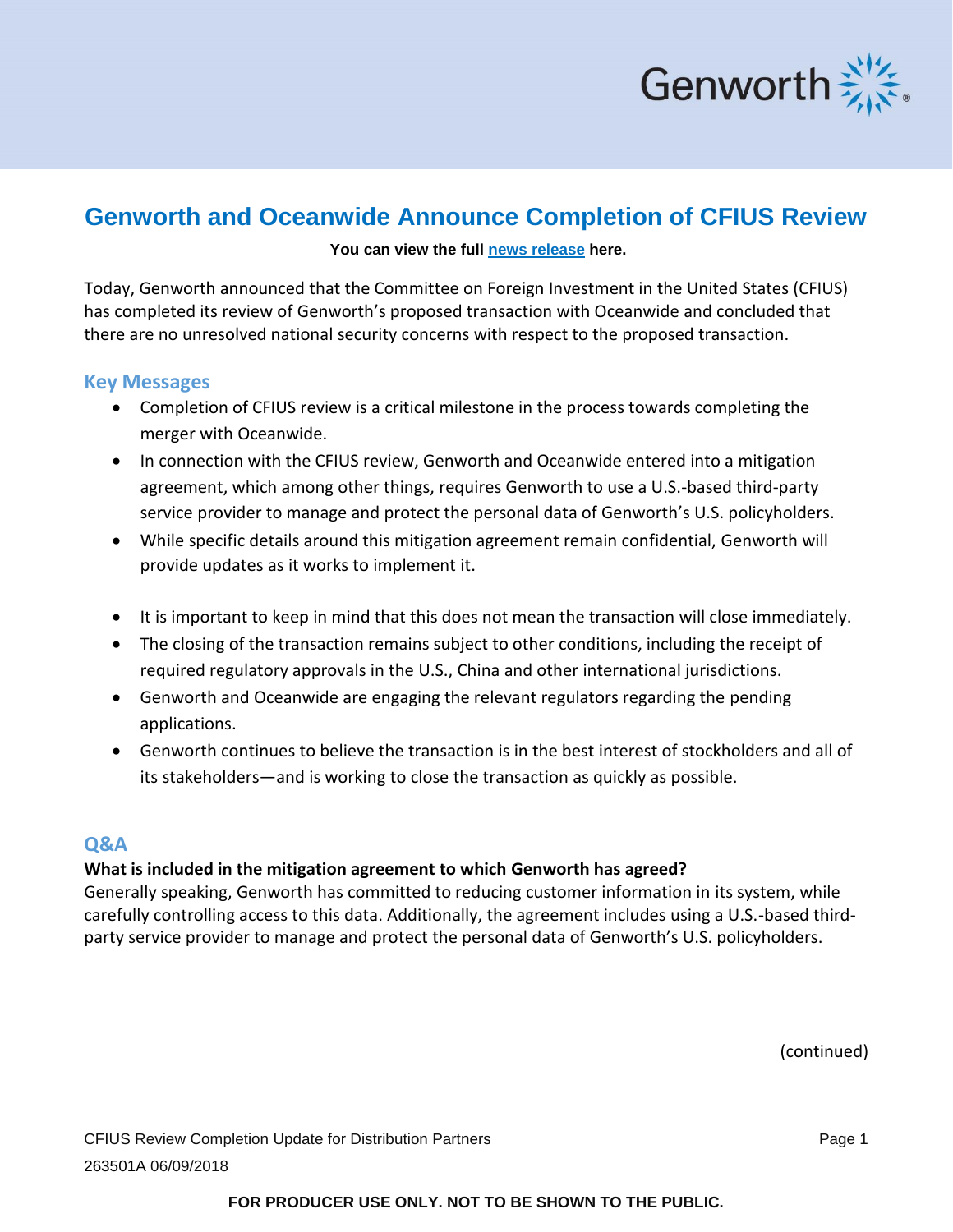# Genworth and Oceanwide Announce Completion of CFIUS Review

**You can view the full news release here.**

Today, Genworth announced that the Committee on Foreign Investment in the United States (CFIUS) has completed its review of Genworth's proposed transaction with Oceanwide and concluded that there are no unresolved national security concerns with respect to the proposed transaction.

## Key Messages

- Completion of CFIUS review is a critical milestone in the process towards completing the merger with Oceanwide.
- In connection with the CFIUS review, Genworth and Oceanwide entered into a mitigation agreement, which among other things, requires Genworth to use a U.S.-based third-party service provider to manage and protect the personal data of Genworth's U.S. policyholders.
- While specific details around this mitigation agreement remain confidential, Genworth will provide updates as it works to implement it.

- It is important to keep in mind that this does not mean the transaction will close immediately.
- The closing of the transaction remains subject to other conditions, including the receipt of required regulatory approvals in the U.S., China and other international jurisdictions.
- Genworth and Oceanwide are engaging the relevant regulators regarding the pending applications.
- Genworth continues to believe the transaction is in the best interest of stockholders and all of its stakeholders—and is working to close the transaction as quickly as possible.

## Q&A

**What is included in the mitigation agreement to which Genworth has agreed?**

Generally speaking, Genworth has committed to reducing customer information in its system, while carefully controlling access to this data. Additionally, the agreement includes using a U.S.-based third-party service provider to manage and protect the personal data of Genworth's U.S. policyholders.

(continued)

CFIUS Review Completion Update for Distribution Partners

263501A 06/09/2018

**FOR PRODUCER USE ONLY. NOT TO BE SHOWN TO THE PUBLIC.**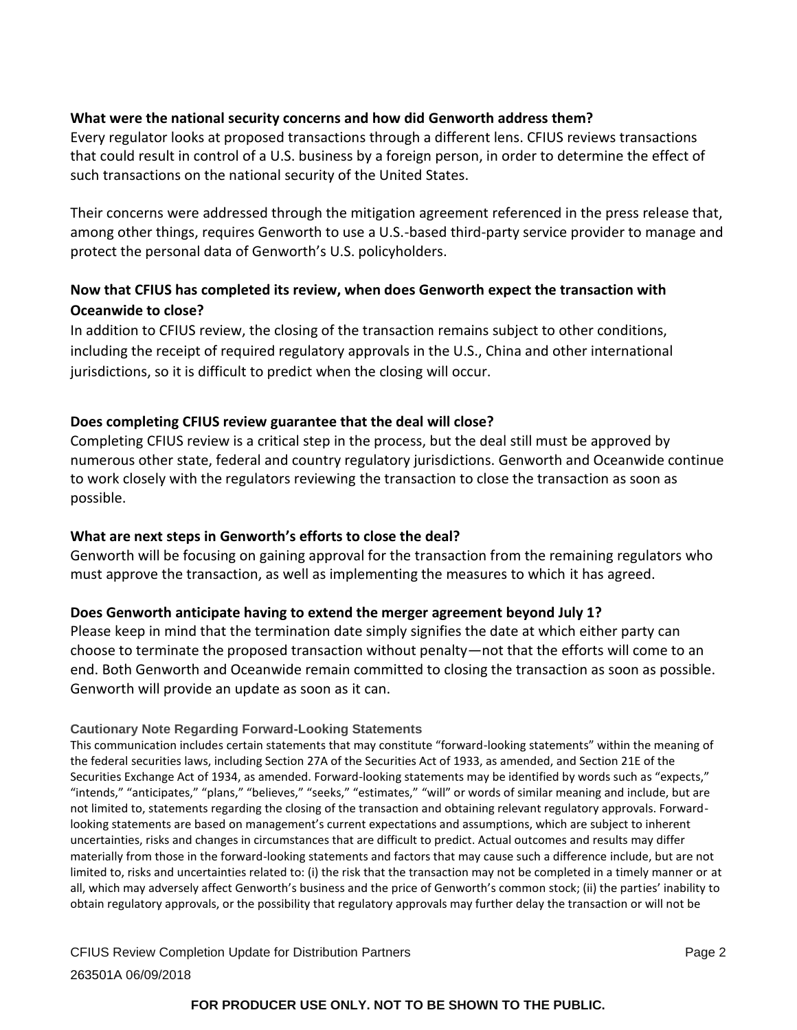**What were the national security concerns and how did Genworth address them?**
Every regulator looks at proposed transactions through a different lens. CFIUS reviews transactions that could result in control of a U.S. business by a foreign person, in order to determine the effect of such transactions on the national security of the United States.

Their concerns were addressed through the mitigation agreement referenced in the press release that, among other things, requires Genworth to use a U.S.-based third-party service provider to manage and protect the personal data of Genworth's U.S. policyholders.

**Now that CFIUS has completed its review, when does Genworth expect the transaction with Oceanwide to close?**
In addition to CFIUS review, the closing of the transaction remains subject to other conditions, including the receipt of required regulatory approvals in the U.S., China and other international jurisdictions, so it is difficult to predict when the closing will occur.

**Does completing CFIUS review guarantee that the deal will close?**
Completing CFIUS review is a critical step in the process, but the deal still must be approved by numerous other state, federal and country regulatory jurisdictions. Genworth and Oceanwide continue to work closely with the regulators reviewing the transaction to close the transaction as soon as possible.

**What are next steps in Genworth's efforts to close the deal?**
Genworth will be focusing on gaining approval for the transaction from the remaining regulators who must approve the transaction, as well as implementing the measures to which it has agreed.

**Does Genworth anticipate having to extend the merger agreement beyond July 1?**
Please keep in mind that the termination date simply signifies the date at which either party can choose to terminate the proposed transaction without penalty—not that the efforts will come to an end. Both Genworth and Oceanwide remain committed to closing the transaction as soon as possible. Genworth will provide an update as soon as it can.

**Cautionary Note Regarding Forward-Looking Statements**

This communication includes certain statements that may constitute "forward-looking statements" within the meaning of the federal securities laws, including Section 27A of the Securities Act of 1933, as amended, and Section 21E of the Securities Exchange Act of 1934, as amended. Forward-looking statements may be identified by words such as "expects," "intends," "anticipates," "plans," "believes," "seeks," "estimates," "will" or words of similar meaning and include, but are not limited to, statements regarding the closing of the transaction and obtaining relevant regulatory approvals. Forward-looking statements are based on management's current expectations and assumptions, which are subject to inherent uncertainties, risks and changes in circumstances that are difficult to predict. Actual outcomes and results may differ materially from those in the forward-looking statements and factors that may cause such a difference include, but are not limited to, risks and uncertainties related to: (i) the risk that the transaction may not be completed in a timely manner or at all, which may adversely affect Genworth's business and the price of Genworth's common stock; (ii) the parties' inability to obtain regulatory approvals, or the possibility that regulatory approvals may further delay the transaction or will not be

CFIUS Review Completion Update for Distribution Partners

263501A 06/09/2018

**FOR PRODUCER USE ONLY. NOT TO BE SHOWN TO THE PUBLIC.**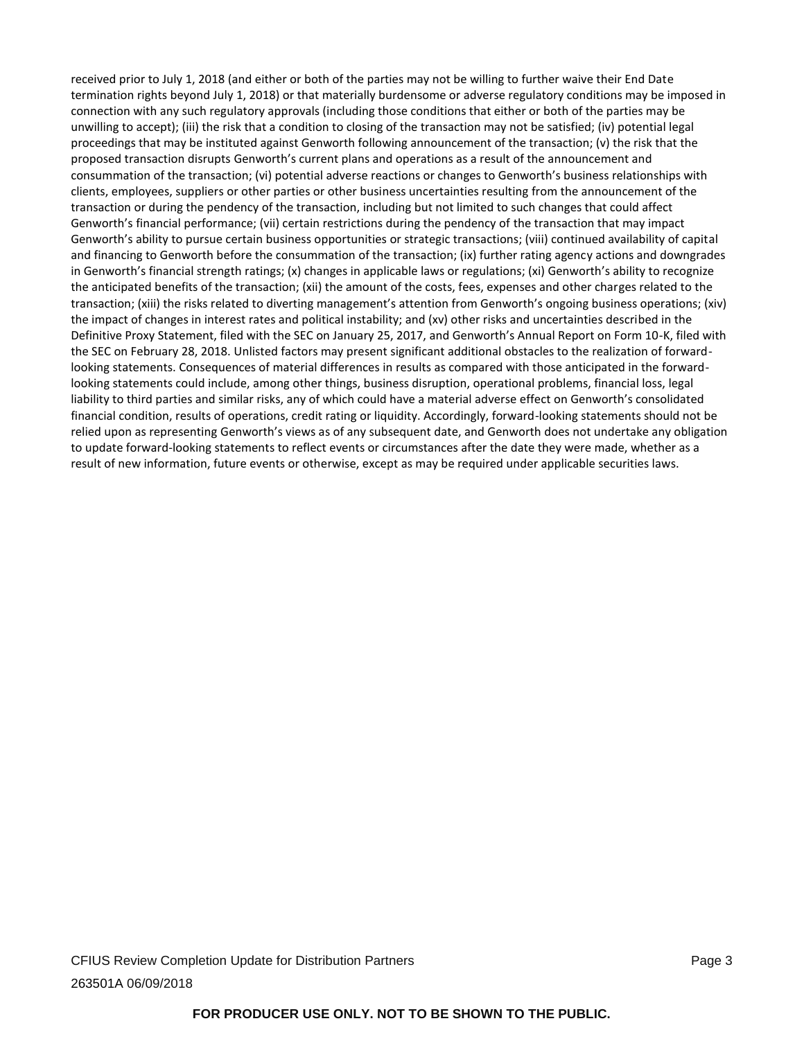received prior to July 1, 2018 (and either or both of the parties may not be willing to further waive their End Date termination rights beyond July 1, 2018) or that materially burdensome or adverse regulatory conditions may be imposed in connection with any such regulatory approvals (including those conditions that either or both of the parties may be unwilling to accept); (iii) the risk that a condition to closing of the transaction may not be satisfied; (iv) potential legal proceedings that may be instituted against Genworth following announcement of the transaction; (v) the risk that the proposed transaction disrupts Genworth's current plans and operations as a result of the announcement and consummation of the transaction; (vi) potential adverse reactions or changes to Genworth's business relationships with clients, employees, suppliers or other parties or other business uncertainties resulting from the announcement of the transaction or during the pendency of the transaction, including but not limited to such changes that could affect Genworth's financial performance; (vii) certain restrictions during the pendency of the transaction that may impact Genworth's ability to pursue certain business opportunities or strategic transactions; (viii) continued availability of capital and financing to Genworth before the consummation of the transaction; (ix) further rating agency actions and downgrades in Genworth's financial strength ratings; (x) changes in applicable laws or regulations; (xi) Genworth's ability to recognize the anticipated benefits of the transaction; (xii) the amount of the costs, fees, expenses and other charges related to the transaction; (xiii) the risks related to diverting management's attention from Genworth's ongoing business operations; (xiv) the impact of changes in interest rates and political instability; and (xv) other risks and uncertainties described in the Definitive Proxy Statement, filed with the SEC on January 25, 2017, and Genworth's Annual Report on Form 10-K, filed with the SEC on February 28, 2018. Unlisted factors may present significant additional obstacles to the realization of forward-looking statements. Consequences of material differences in results as compared with those anticipated in the forward-looking statements could include, among other things, business disruption, operational problems, financial loss, legal liability to third parties and similar risks, any of which could have a material adverse effect on Genworth's consolidated financial condition, results of operations, credit rating or liquidity. Accordingly, forward-looking statements should not be relied upon as representing Genworth's views as of any subsequent date, and Genworth does not undertake any obligation to update forward-looking statements to reflect events or circumstances after the date they were made, whether as a result of new information, future events or otherwise, except as may be required under applicable securities laws.

263501A 06/09/2018

**FOR PRODUCER USE ONLY. NOT TO BE SHOWN TO THE PUBLIC.**